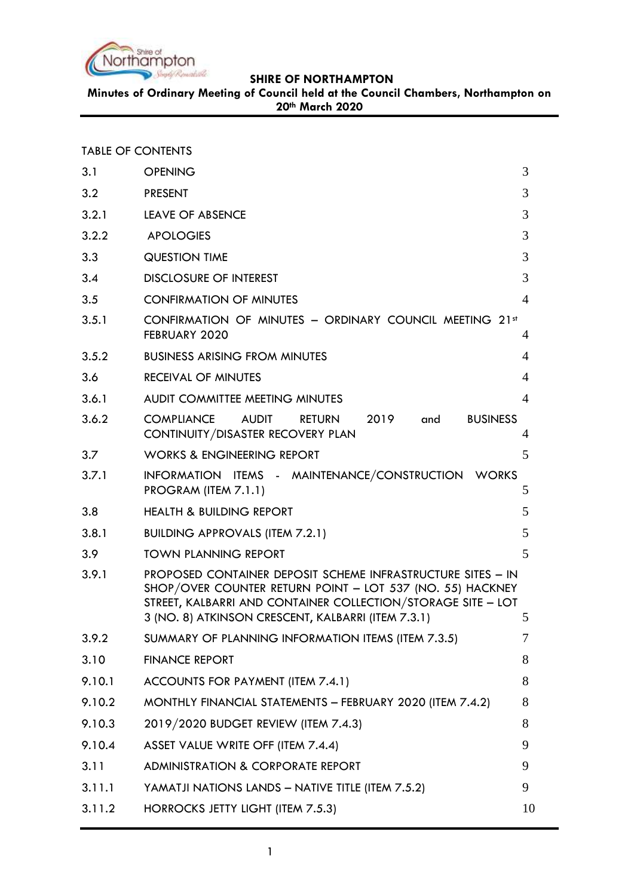**SHIRE OF NORTHAMPTON**

**Minutes of Ordinary Meeting of Council held at the Council Chambers, Northampton on 20th March 2020**

TABLE OF CONTENTS

| | | |
|---|---|---|
| 3.1 | OPENING | 3 |
| 3.2 | PRESENT | 3 |
| 3.2.1 | LEAVE OF ABSENCE | 3 |
| 3.2.2 | APOLOGIES | 3 |
| 3.3 | QUESTION TIME | 3 |
| 3.4 | DISCLOSURE OF INTEREST | 3 |
| 3.5 | CONFIRMATION OF MINUTES | 4 |
| 3.5.1 | CONFIRMATION OF MINUTES – ORDINARY COUNCIL MEETING 21st FEBRUARY 2020 | 4 |
| 3.5.2 | BUSINESS ARISING FROM MINUTES | 4 |
| 3.6 | RECEIVAL OF MINUTES | 4 |
| 3.6.1 | AUDIT COMMITTEE MEETING MINUTES | 4 |
| 3.6.2 | COMPLIANCE AUDIT RETURN 2019 and BUSINESS CONTINUITY/DISASTER RECOVERY PLAN | 4 |
| 3.7 | WORKS & ENGINEERING REPORT | 5 |
| 3.7.1 | INFORMATION ITEMS - MAINTENANCE/CONSTRUCTION WORKS PROGRAM (ITEM 7.1.1) | 5 |
| 3.8 | HEALTH & BUILDING REPORT | 5 |
| 3.8.1 | BUILDING APPROVALS (ITEM 7.2.1) | 5 |
| 3.9 | TOWN PLANNING REPORT | 5 |
| 3.9.1 | PROPOSED CONTAINER DEPOSIT SCHEME INFRASTRUCTURE SITES – IN SHOP/OVER COUNTER RETURN POINT – LOT 537 (NO. 55) HACKNEY STREET, KALBARRI AND CONTAINER COLLECTION/STORAGE SITE – LOT 3 (NO. 8) ATKINSON CRESCENT, KALBARRI (ITEM 7.3.1) | 5 |
| 3.9.2 | SUMMARY OF PLANNING INFORMATION ITEMS (ITEM 7.3.5) | 7 |
| 3.10 | FINANCE REPORT | 8 |
| 9.10.1 | ACCOUNTS FOR PAYMENT (ITEM 7.4.1) | 8 |
| 9.10.2 | MONTHLY FINANCIAL STATEMENTS – FEBRUARY 2020 (ITEM 7.4.2) | 8 |
| 9.10.3 | 2019/2020 BUDGET REVIEW (ITEM 7.4.3) | 8 |
| 9.10.4 | ASSET VALUE WRITE OFF (ITEM 7.4.4) | 9 |
| 3.11 | ADMINISTRATION & CORPORATE REPORT | 9 |
| 3.11.1 | YAMATJI NATIONS LANDS – NATIVE TITLE (ITEM 7.5.2) | 9 |
| 3.11.2 | HORROCKS JETTY LIGHT (ITEM 7.5.3) | 10 |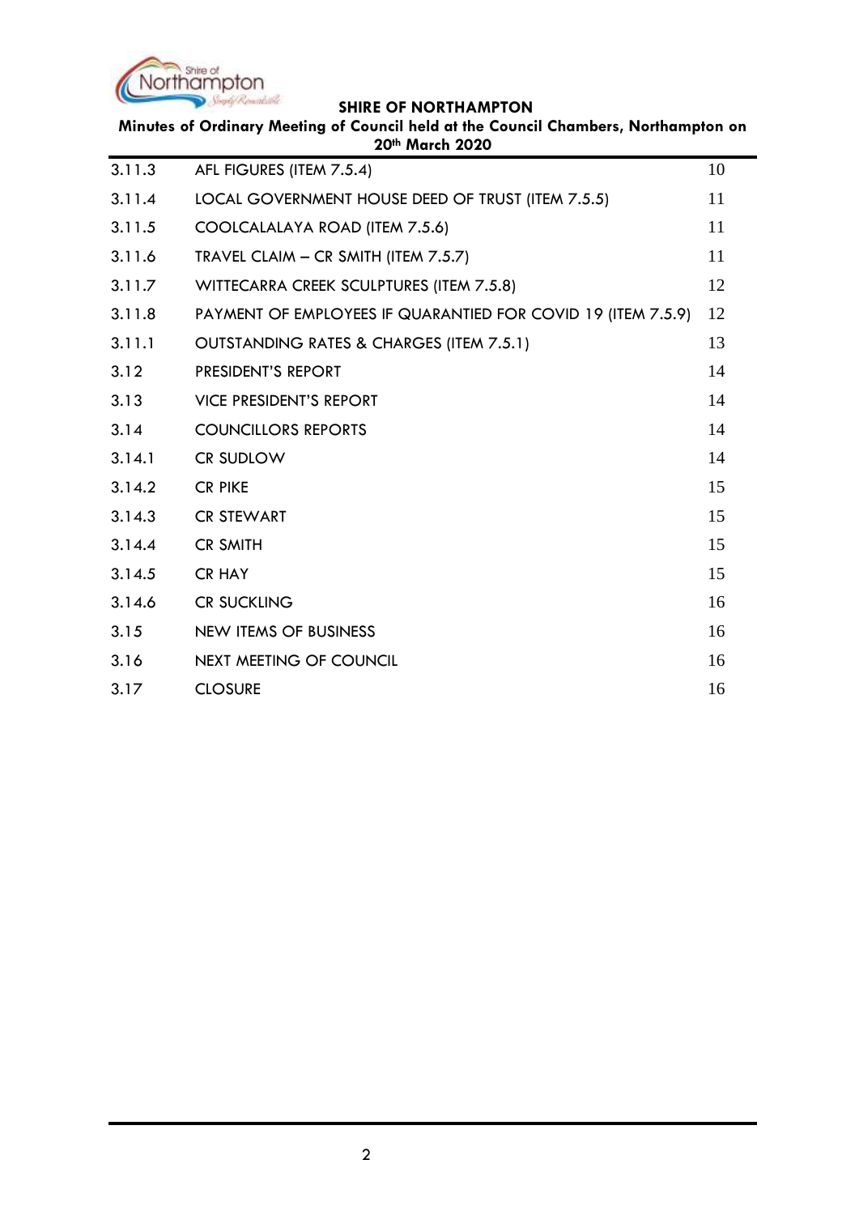| | | |
|---|---|---|
| 3.11.3 | AFL FIGURES (ITEM 7.5.4) | 10 |
| 3.11.4 | LOCAL GOVERNMENT HOUSE DEED OF TRUST (ITEM 7.5.5) | 11 |
| 3.11.5 | COOLCALALAYA ROAD (ITEM 7.5.6) | 11 |
| 3.11.6 | TRAVEL CLAIM – CR SMITH (ITEM 7.5.7) | 11 |
| 3.11.7 | WITTECARRA CREEK SCULPTURES (ITEM 7.5.8) | 12 |
| 3.11.8 | PAYMENT OF EMPLOYEES IF QUARANTIED FOR COVID 19 (ITEM 7.5.9) | 12 |
| 3.11.1 | OUTSTANDING RATES & CHARGES (ITEM 7.5.1) | 13 |
| 3.12 | PRESIDENT'S REPORT | 14 |
| 3.13 | VICE PRESIDENT'S REPORT | 14 |
| 3.14 | COUNCILLORS REPORTS | 14 |
| 3.14.1 | CR SUDLOW | 14 |
| 3.14.2 | CR PIKE | 15 |
| 3.14.3 | CR STEWART | 15 |
| 3.14.4 | CR SMITH | 15 |
| 3.14.5 | CR HAY | 15 |
| 3.14.6 | CR SUCKLING | 16 |
| 3.15 | NEW ITEMS OF BUSINESS | 16 |
| 3.16 | NEXT MEETING OF COUNCIL | 16 |
| 3.17 | CLOSURE | 16 |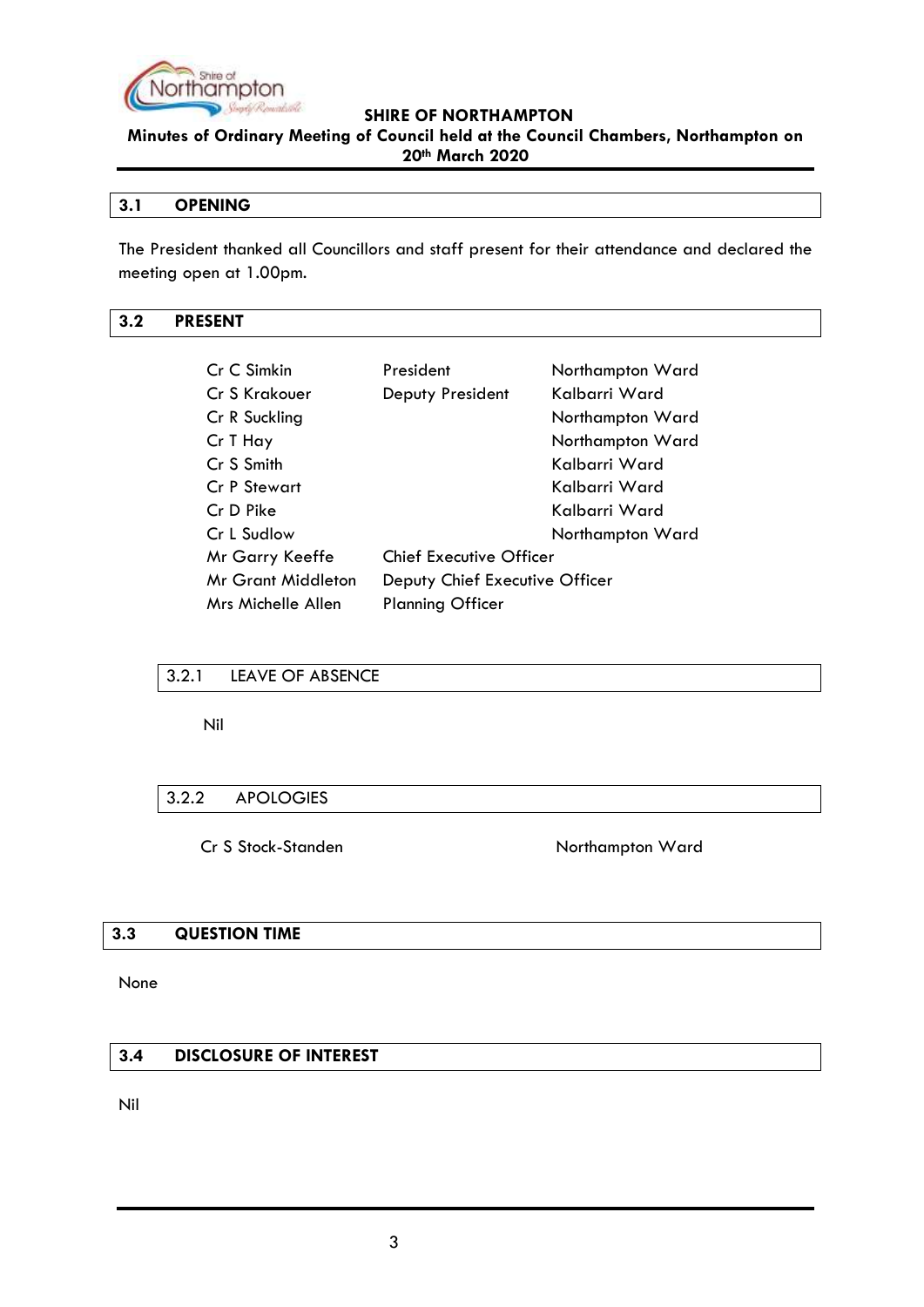## 3.1 OPENING

The President thanked all Councillors and staff present for their attendance and declared the meeting open at 1.00pm.

## 3.2 PRESENT

| | | |
|---|---|---|
| Cr C Simkin | President | Northampton Ward |
| Cr S Krakouer | Deputy President | Kalbarri Ward |
| Cr R Suckling | | Northampton Ward |
| Cr T Hay | | Northampton Ward |
| Cr S Smith | | Kalbarri Ward |
| Cr P Stewart | | Kalbarri Ward |
| Cr D Pike | | Kalbarri Ward |
| Cr L Sudlow | | Northampton Ward |
| Mr Garry Keeffe | Chief Executive Officer | |
| Mr Grant Middleton | Deputy Chief Executive Officer | |
| Mrs Michelle Allen | Planning Officer | |

### 3.2.1 LEAVE OF ABSENCE

Nil

### 3.2.2 APOLOGIES

Cr S Stock-Standen — Northampton Ward

## 3.3 QUESTION TIME

None

## 3.4 DISCLOSURE OF INTEREST

Nil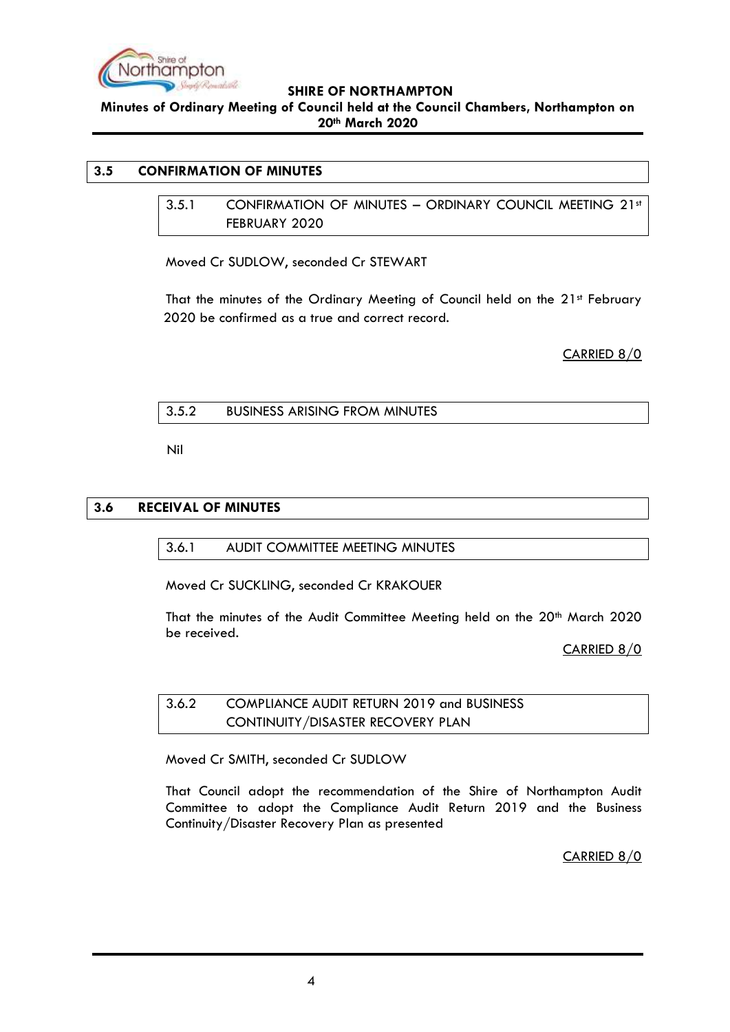## 3.5 CONFIRMATION OF MINUTES

### 3.5.1 CONFIRMATION OF MINUTES – ORDINARY COUNCIL MEETING 21st FEBRUARY 2020

Moved Cr SUDLOW, seconded Cr STEWART

That the minutes of the Ordinary Meeting of Council held on the 21st February 2020 be confirmed as a true and correct record.

CARRIED 8/0

### 3.5.2 BUSINESS ARISING FROM MINUTES

Nil

## 3.6 RECEIVAL OF MINUTES

### 3.6.1 AUDIT COMMITTEE MEETING MINUTES

Moved Cr SUCKLING, seconded Cr KRAKOUER

That the minutes of the Audit Committee Meeting held on the 20th March 2020 be received.

CARRIED 8/0

### 3.6.2 COMPLIANCE AUDIT RETURN 2019 and BUSINESS CONTINUITY/DISASTER RECOVERY PLAN

Moved Cr SMITH, seconded Cr SUDLOW

That Council adopt the recommendation of the Shire of Northampton Audit Committee to adopt the Compliance Audit Return 2019 and the Business Continuity/Disaster Recovery Plan as presented

CARRIED 8/0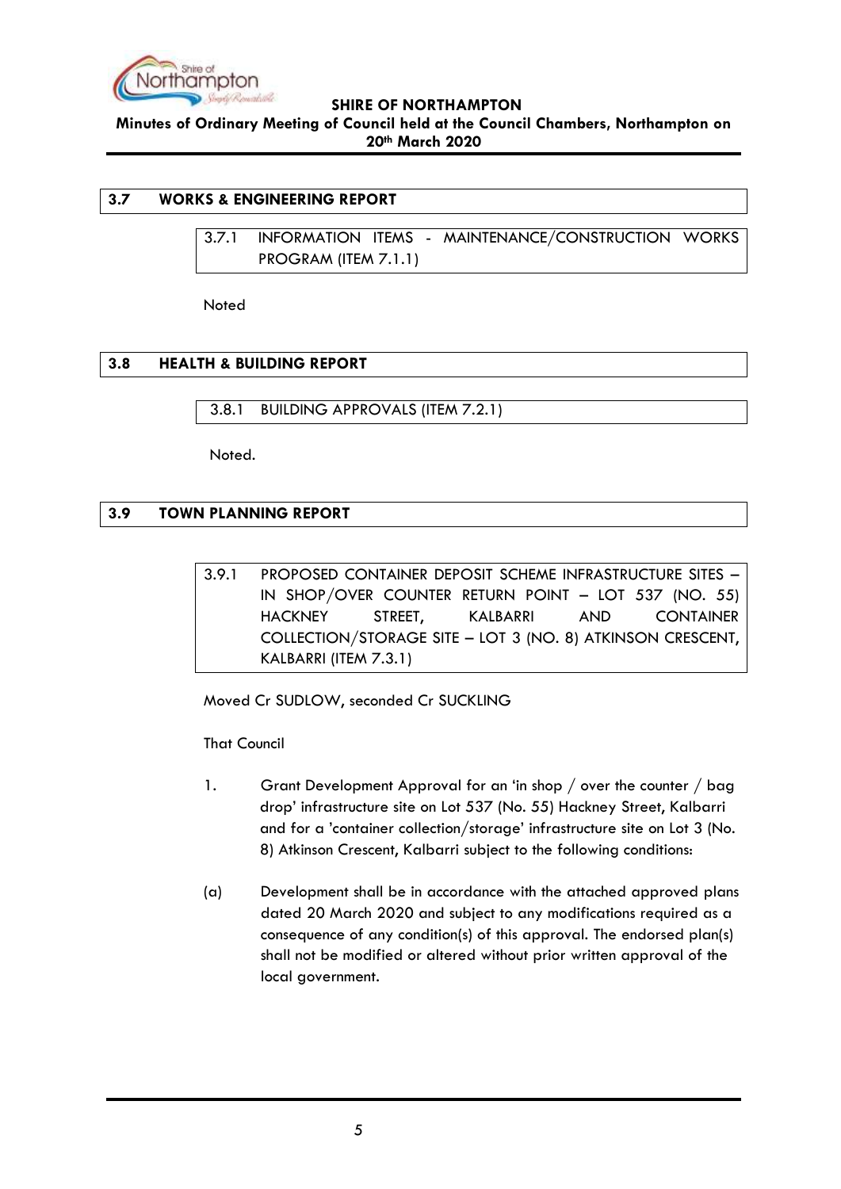## 3.7 WORKS & ENGINEERING REPORT

### 3.7.1 INFORMATION ITEMS - MAINTENANCE/CONSTRUCTION WORKS PROGRAM (ITEM 7.1.1)

Noted

## 3.8 HEALTH & BUILDING REPORT

### 3.8.1 BUILDING APPROVALS (ITEM 7.2.1)

Noted.

## 3.9 TOWN PLANNING REPORT

### 3.9.1 PROPOSED CONTAINER DEPOSIT SCHEME INFRASTRUCTURE SITES – IN SHOP/OVER COUNTER RETURN POINT – LOT 537 (NO. 55) HACKNEY STREET, KALBARRI AND CONTAINER COLLECTION/STORAGE SITE – LOT 3 (NO. 8) ATKINSON CRESCENT, KALBARRI (ITEM 7.3.1)

Moved Cr SUDLOW, seconded Cr SUCKLING

That Council

1. Grant Development Approval for an 'in shop / over the counter / bag drop' infrastructure site on Lot 537 (No. 55) Hackney Street, Kalbarri and for a 'container collection/storage' infrastructure site on Lot 3 (No. 8) Atkinson Crescent, Kalbarri subject to the following conditions:

(a) Development shall be in accordance with the attached approved plans dated 20 March 2020 and subject to any modifications required as a consequence of any condition(s) of this approval. The endorsed plan(s) shall not be modified or altered without prior written approval of the local government.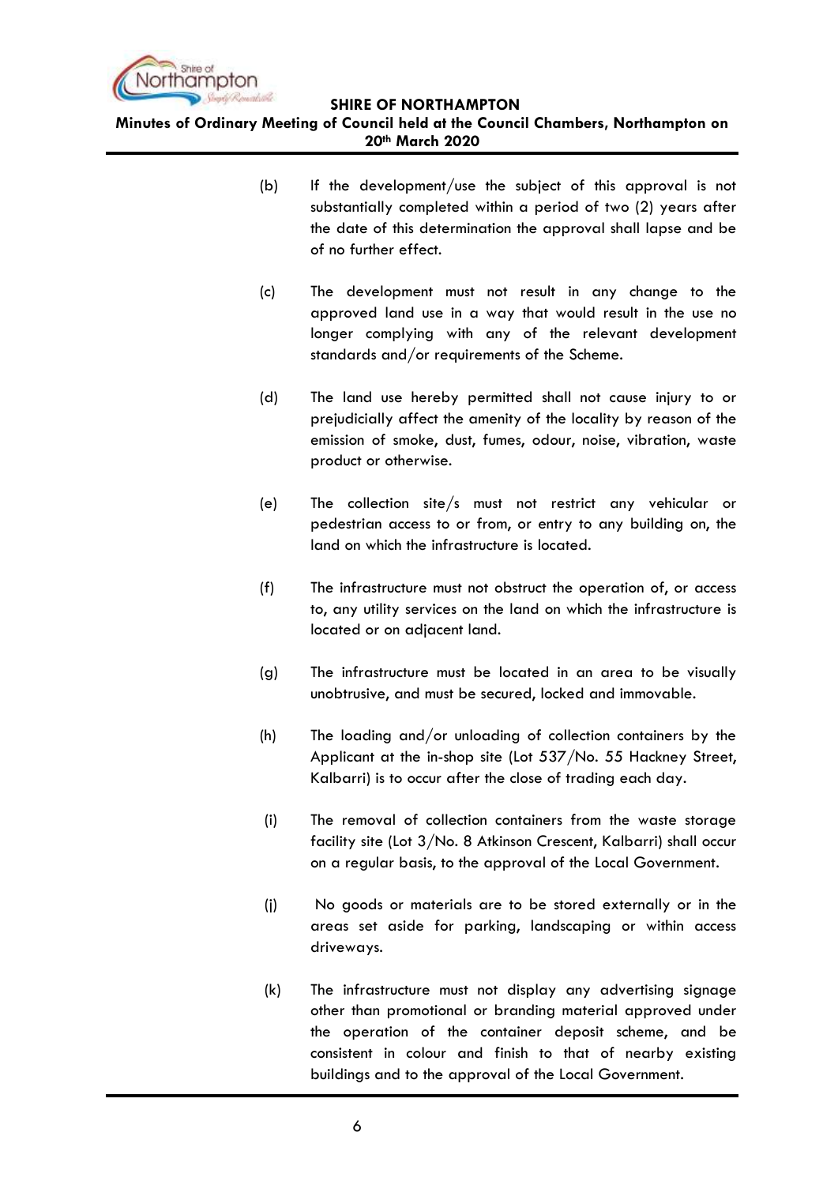(b) If the development/use the subject of this approval is not substantially completed within a period of two (2) years after the date of this determination the approval shall lapse and be of no further effect.

(c) The development must not result in any change to the approved land use in a way that would result in the use no longer complying with any of the relevant development standards and/or requirements of the Scheme.

(d) The land use hereby permitted shall not cause injury to or prejudicially affect the amenity of the locality by reason of the emission of smoke, dust, fumes, odour, noise, vibration, waste product or otherwise.

(e) The collection site/s must not restrict any vehicular or pedestrian access to or from, or entry to any building on, the land on which the infrastructure is located.

(f) The infrastructure must not obstruct the operation of, or access to, any utility services on the land on which the infrastructure is located or on adjacent land.

(g) The infrastructure must be located in an area to be visually unobtrusive, and must be secured, locked and immovable.

(h) The loading and/or unloading of collection containers by the Applicant at the in-shop site (Lot 537/No. 55 Hackney Street, Kalbarri) is to occur after the close of trading each day.

(i) The removal of collection containers from the waste storage facility site (Lot 3/No. 8 Atkinson Crescent, Kalbarri) shall occur on a regular basis, to the approval of the Local Government.

(j) No goods or materials are to be stored externally or in the areas set aside for parking, landscaping or within access driveways.

(k) The infrastructure must not display any advertising signage other than promotional or branding material approved under the operation of the container deposit scheme, and be consistent in colour and finish to that of nearby existing buildings and to the approval of the Local Government.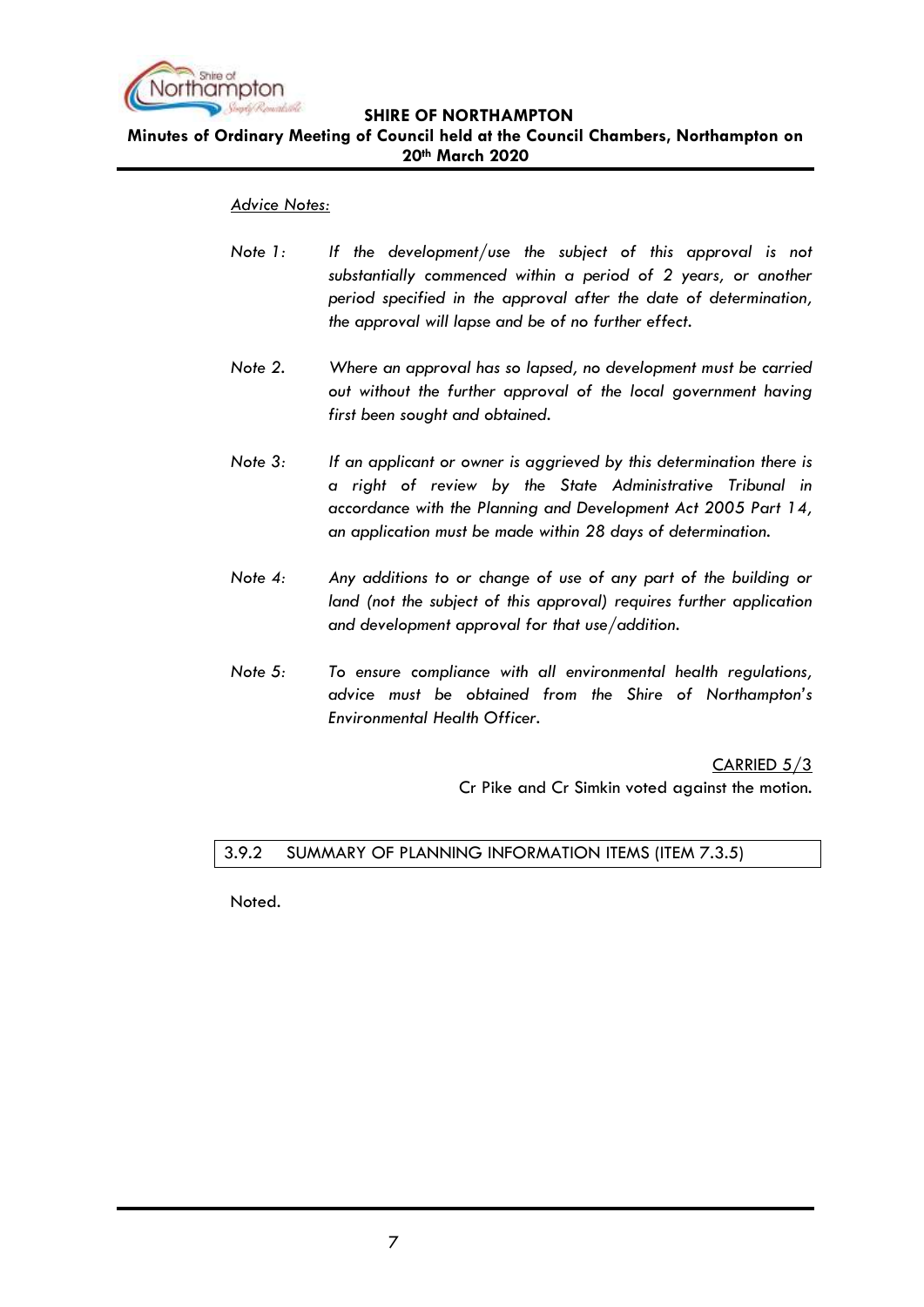*Advice Notes:*

*Note 1: If the development/use the subject of this approval is not substantially commenced within a period of 2 years, or another period specified in the approval after the date of determination, the approval will lapse and be of no further effect.*

*Note 2. Where an approval has so lapsed, no development must be carried out without the further approval of the local government having first been sought and obtained.*

*Note 3: If an applicant or owner is aggrieved by this determination there is a right of review by the State Administrative Tribunal in accordance with the Planning and Development Act 2005 Part 14, an application must be made within 28 days of determination.*

*Note 4: Any additions to or change of use of any part of the building or land (not the subject of this approval) requires further application and development approval for that use/addition.*

*Note 5: To ensure compliance with all environmental health regulations, advice must be obtained from the Shire of Northampton's Environmental Health Officer.*

CARRIED 5/3

Cr Pike and Cr Simkin voted against the motion.

### 3.9.2 SUMMARY OF PLANNING INFORMATION ITEMS (ITEM 7.3.5)

Noted.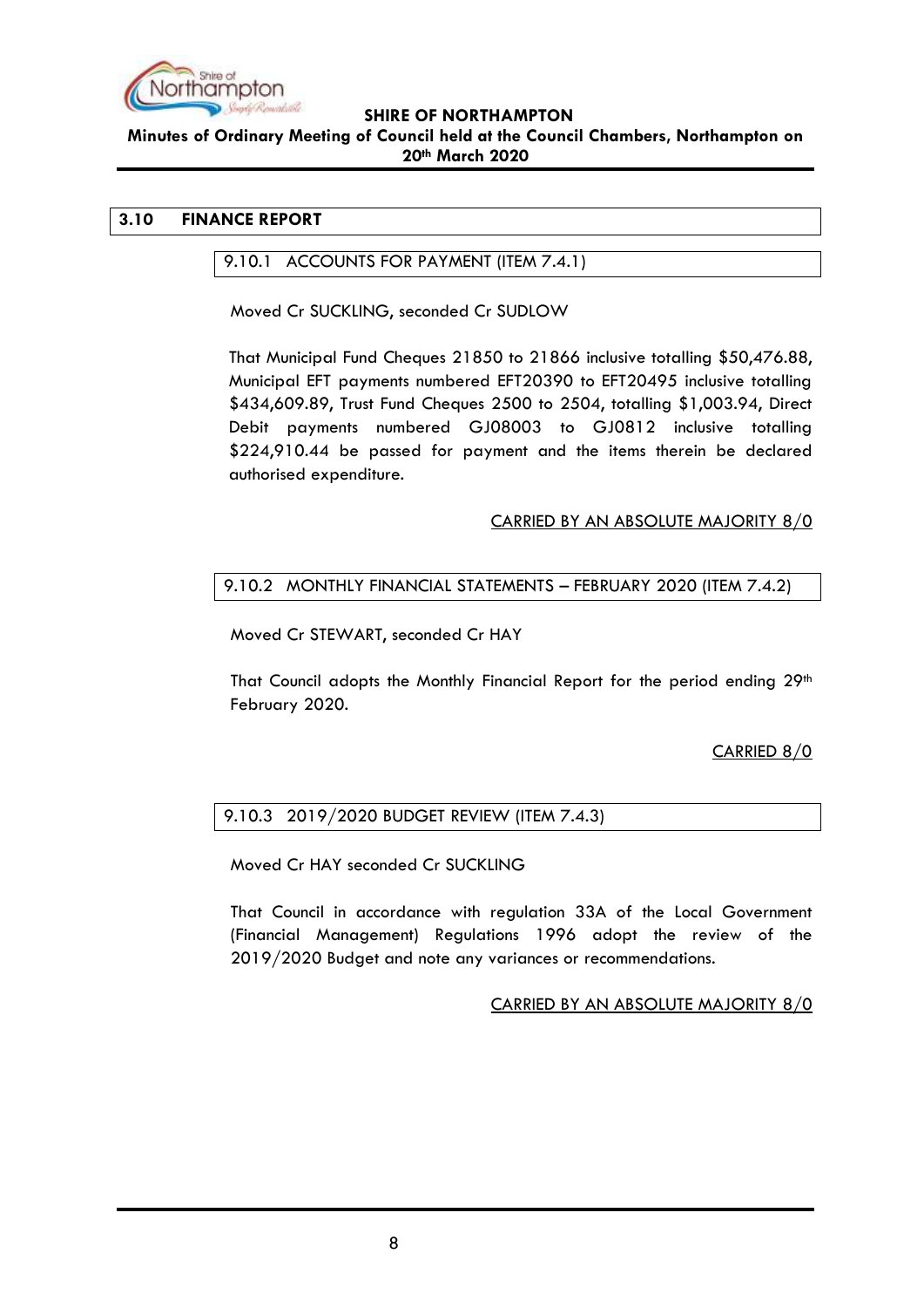## 3.10 FINANCE REPORT

### 9.10.1 ACCOUNTS FOR PAYMENT (ITEM 7.4.1)

Moved Cr SUCKLING, seconded Cr SUDLOW

That Municipal Fund Cheques 21850 to 21866 inclusive totalling $50,476.88, Municipal EFT payments numbered EFT20390 to EFT20495 inclusive totalling $434,609.89, Trust Fund Cheques 2500 to 2504, totalling $1,003.94, Direct Debit payments numbered GJ08003 to GJ0812 inclusive totalling $224,910.44 be passed for payment and the items therein be declared authorised expenditure.

CARRIED BY AN ABSOLUTE MAJORITY 8/0

### 9.10.2 MONTHLY FINANCIAL STATEMENTS – FEBRUARY 2020 (ITEM 7.4.2)

Moved Cr STEWART, seconded Cr HAY

That Council adopts the Monthly Financial Report for the period ending 29th February 2020.

CARRIED 8/0

### 9.10.3 2019/2020 BUDGET REVIEW (ITEM 7.4.3)

Moved Cr HAY seconded Cr SUCKLING

That Council in accordance with regulation 33A of the Local Government (Financial Management) Regulations 1996 adopt the review of the 2019/2020 Budget and note any variances or recommendations.

CARRIED BY AN ABSOLUTE MAJORITY 8/0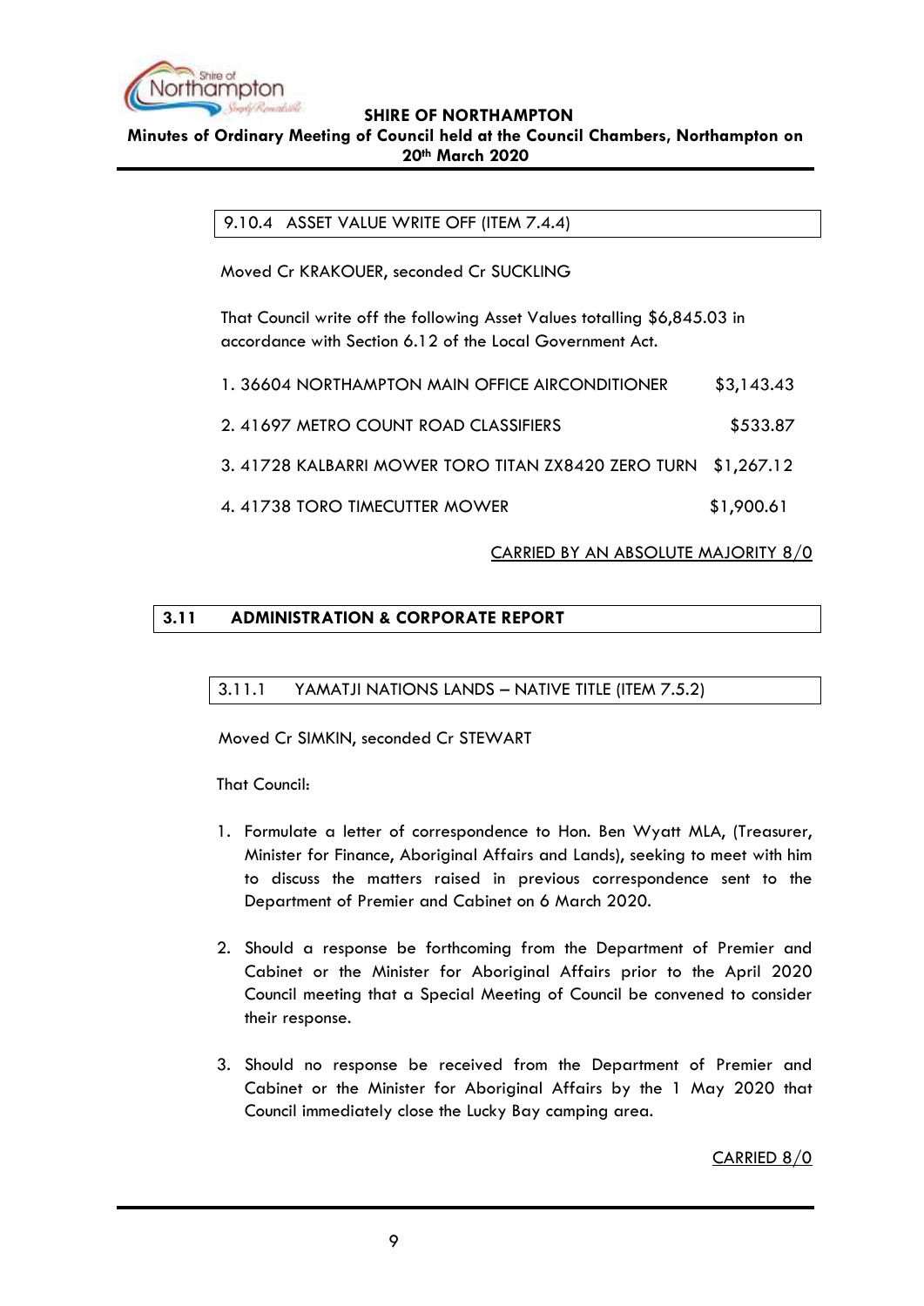### 9.10.4 ASSET VALUE WRITE OFF (ITEM 7.4.4)

Moved Cr KRAKOUER, seconded Cr SUCKLING

That Council write off the following Asset Values totalling $6,845.03 in accordance with Section 6.12 of the Local Government Act.

| | |
|---|---|
| 1. 36604 NORTHAMPTON MAIN OFFICE AIRCONDITIONER | $3,143.43 |
| 2. 41697 METRO COUNT ROAD CLASSIFIERS | $533.87 |
| 3. 41728 KALBARRI MOWER TORO TITAN ZX8420 ZERO TURN | $1,267.12 |
| 4. 41738 TORO TIMECUTTER MOWER | $1,900.61 |

CARRIED BY AN ABSOLUTE MAJORITY 8/0

## 3.11 ADMINISTRATION & CORPORATE REPORT

### 3.11.1 YAMATJI NATIONS LANDS – NATIVE TITLE (ITEM 7.5.2)

Moved Cr SIMKIN, seconded Cr STEWART

That Council:

1. Formulate a letter of correspondence to Hon. Ben Wyatt MLA, (Treasurer, Minister for Finance, Aboriginal Affairs and Lands), seeking to meet with him to discuss the matters raised in previous correspondence sent to the Department of Premier and Cabinet on 6 March 2020.

2. Should a response be forthcoming from the Department of Premier and Cabinet or the Minister for Aboriginal Affairs prior to the April 2020 Council meeting that a Special Meeting of Council be convened to consider their response.

3. Should no response be received from the Department of Premier and Cabinet or the Minister for Aboriginal Affairs by the 1 May 2020 that Council immediately close the Lucky Bay camping area.

CARRIED 8/0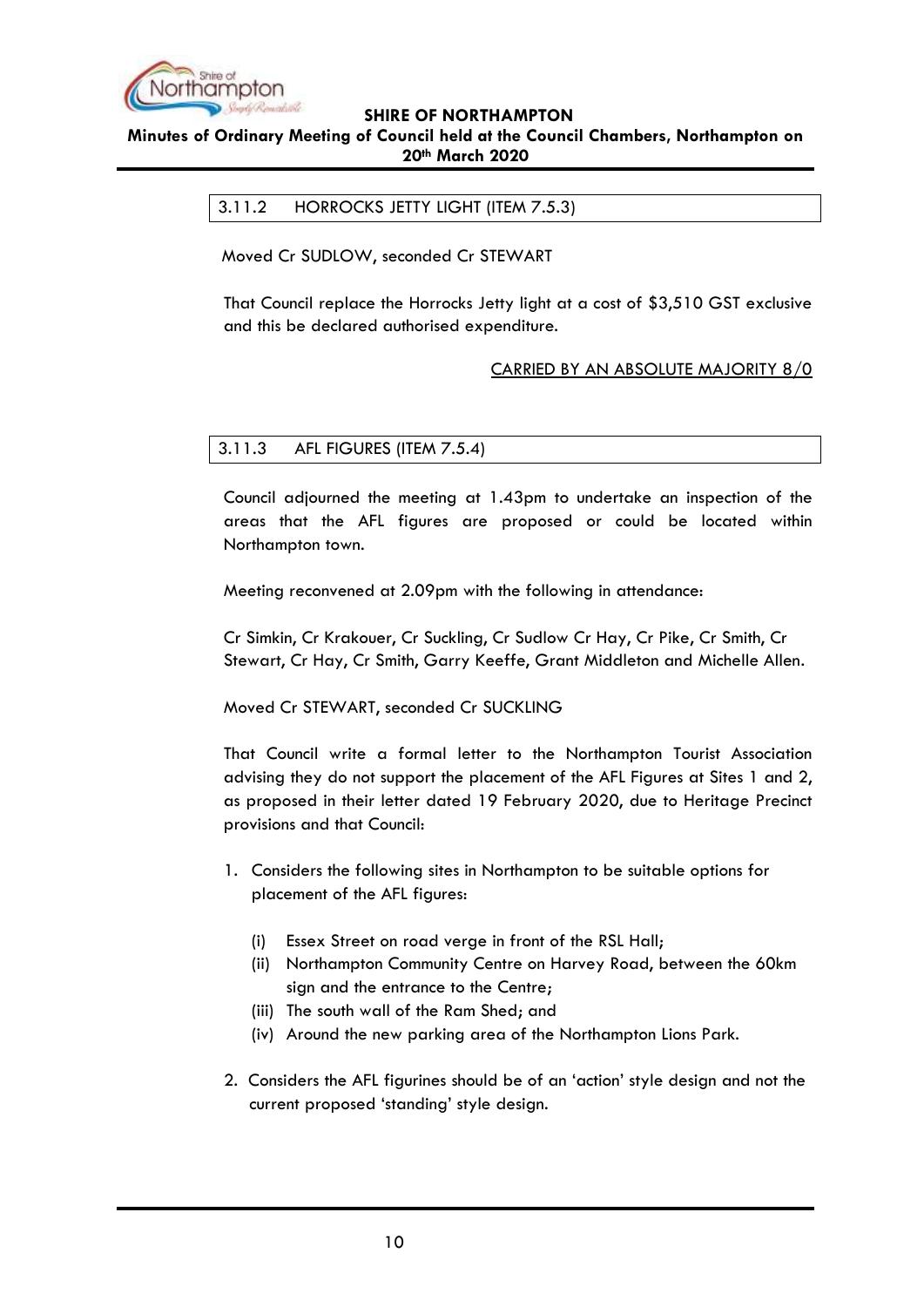### 3.11.2 HORROCKS JETTY LIGHT (ITEM 7.5.3)

Moved Cr SUDLOW, seconded Cr STEWART

That Council replace the Horrocks Jetty light at a cost of $3,510 GST exclusive and this be declared authorised expenditure.

CARRIED BY AN ABSOLUTE MAJORITY 8/0

### 3.11.3 AFL FIGURES (ITEM 7.5.4)

Council adjourned the meeting at 1.43pm to undertake an inspection of the areas that the AFL figures are proposed or could be located within Northampton town.

Meeting reconvened at 2.09pm with the following in attendance:

Cr Simkin, Cr Krakouer, Cr Suckling, Cr Sudlow Cr Hay, Cr Pike, Cr Smith, Cr Stewart, Cr Hay, Cr Smith, Garry Keeffe, Grant Middleton and Michelle Allen.

Moved Cr STEWART, seconded Cr SUCKLING

That Council write a formal letter to the Northampton Tourist Association advising they do not support the placement of the AFL Figures at Sites 1 and 2, as proposed in their letter dated 19 February 2020, due to Heritage Precinct provisions and that Council:

1. Considers the following sites in Northampton to be suitable options for placement of the AFL figures:
   - (i) Essex Street on road verge in front of the RSL Hall;
   - (ii) Northampton Community Centre on Harvey Road, between the 60km sign and the entrance to the Centre;
   - (iii) The south wall of the Ram Shed; and
   - (iv) Around the new parking area of the Northampton Lions Park.
2. Considers the AFL figurines should be of an 'action' style design and not the current proposed 'standing' style design.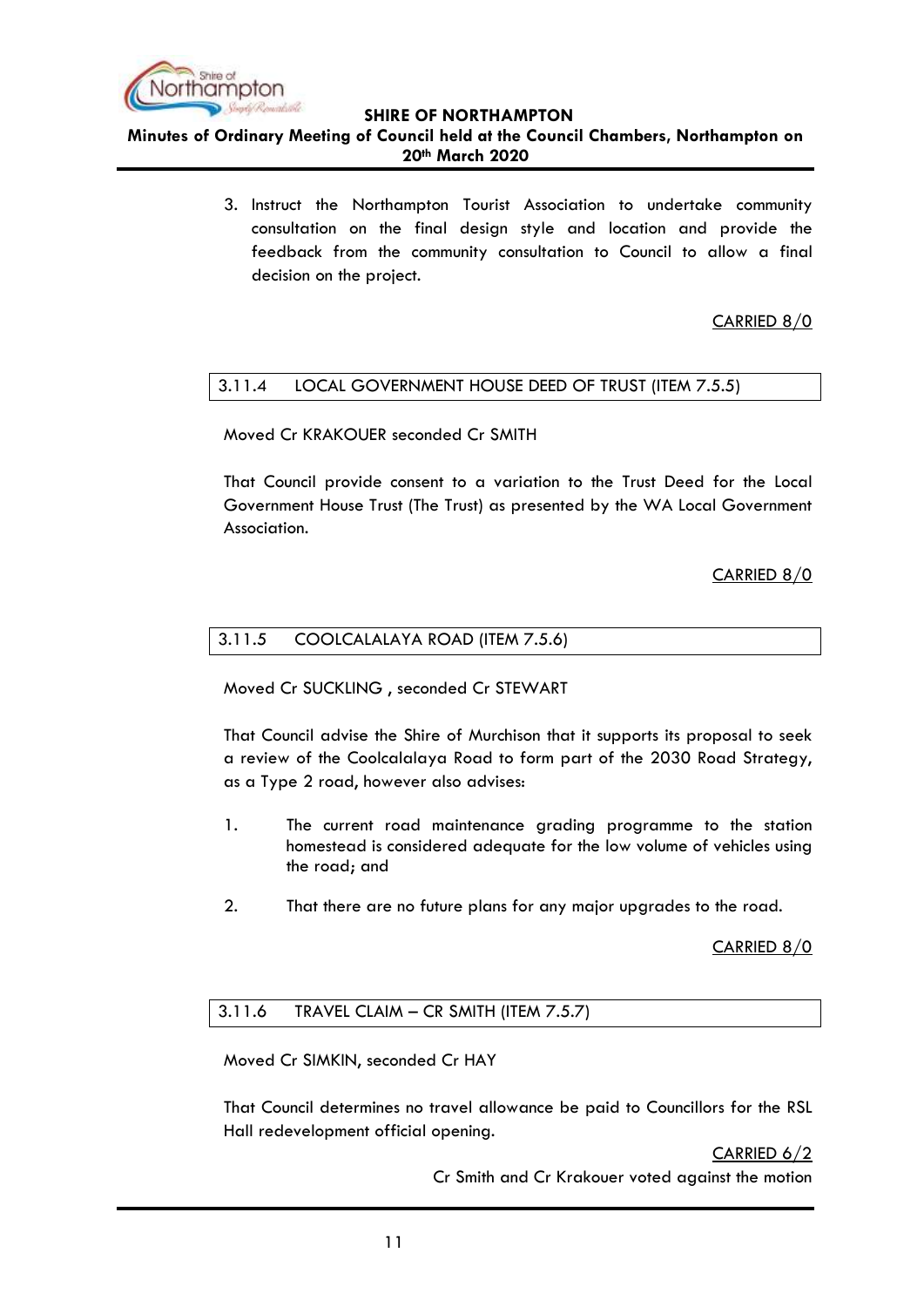3. Instruct the Northampton Tourist Association to undertake community consultation on the final design style and location and provide the feedback from the community consultation to Council to allow a final decision on the project.

CARRIED 8/0

### 3.11.4 LOCAL GOVERNMENT HOUSE DEED OF TRUST (ITEM 7.5.5)

Moved Cr KRAKOUER seconded Cr SMITH

That Council provide consent to a variation to the Trust Deed for the Local Government House Trust (The Trust) as presented by the WA Local Government Association.

CARRIED 8/0

### 3.11.5 COOLCALALAYA ROAD (ITEM 7.5.6)

Moved Cr SUCKLING , seconded Cr STEWART

That Council advise the Shire of Murchison that it supports its proposal to seek a review of the Coolcalalaya Road to form part of the 2030 Road Strategy, as a Type 2 road, however also advises:

1. The current road maintenance grading programme to the station homestead is considered adequate for the low volume of vehicles using the road; and

2. That there are no future plans for any major upgrades to the road.

CARRIED 8/0

### 3.11.6 TRAVEL CLAIM – CR SMITH (ITEM 7.5.7)

Moved Cr SIMKIN, seconded Cr HAY

That Council determines no travel allowance be paid to Councillors for the RSL Hall redevelopment official opening.

CARRIED 6/2

Cr Smith and Cr Krakouer voted against the motion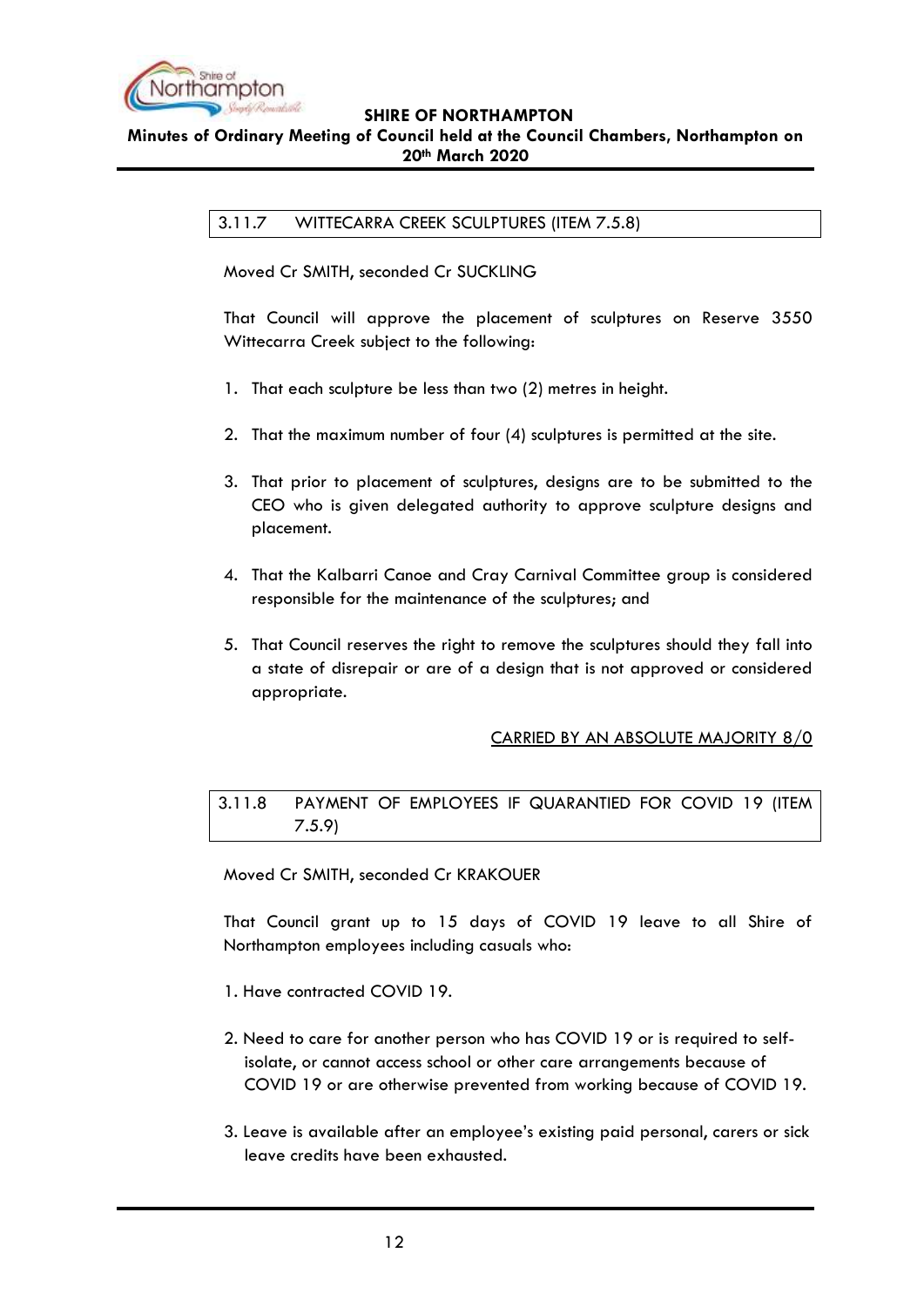### 3.11.7 WITTECARRA CREEK SCULPTURES (ITEM 7.5.8)

Moved Cr SMITH, seconded Cr SUCKLING

That Council will approve the placement of sculptures on Reserve 3550 Wittecarra Creek subject to the following:

1. That each sculpture be less than two (2) metres in height.

2. That the maximum number of four (4) sculptures is permitted at the site.

3. That prior to placement of sculptures, designs are to be submitted to the CEO who is given delegated authority to approve sculpture designs and placement.

4. That the Kalbarri Canoe and Cray Carnival Committee group is considered responsible for the maintenance of the sculptures; and

5. That Council reserves the right to remove the sculptures should they fall into a state of disrepair or are of a design that is not approved or considered appropriate.

CARRIED BY AN ABSOLUTE MAJORITY 8/0

### 3.11.8 PAYMENT OF EMPLOYEES IF QUARANTIED FOR COVID 19 (ITEM 7.5.9)

Moved Cr SMITH, seconded Cr KRAKOUER

That Council grant up to 15 days of COVID 19 leave to all Shire of Northampton employees including casuals who:

1. Have contracted COVID 19.

2. Need to care for another person who has COVID 19 or is required to self-isolate, or cannot access school or other care arrangements because of COVID 19 or are otherwise prevented from working because of COVID 19.

3. Leave is available after an employee's existing paid personal, carers or sick leave credits have been exhausted.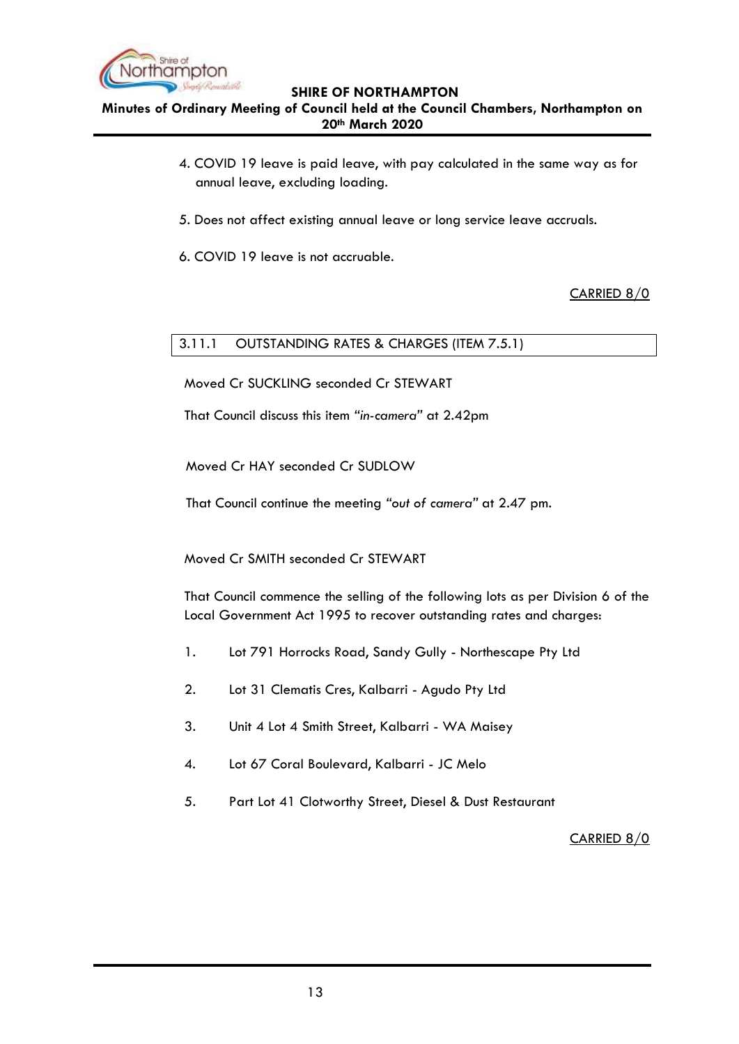4. COVID 19 leave is paid leave, with pay calculated in the same way as for annual leave, excluding loading.

5. Does not affect existing annual leave or long service leave accruals.

6. COVID 19 leave is not accruable.

CARRIED 8/0

### 3.11.1 OUTSTANDING RATES & CHARGES (ITEM 7.5.1)

Moved Cr SUCKLING seconded Cr STEWART

That Council discuss this item "*in-camera*" at 2.42pm

Moved Cr HAY seconded Cr SUDLOW

That Council continue the meeting "*out of camera*" at 2.47 pm.

Moved Cr SMITH seconded Cr STEWART

That Council commence the selling of the following lots as per Division 6 of the Local Government Act 1995 to recover outstanding rates and charges:

1. Lot 791 Horrocks Road, Sandy Gully - Northescape Pty Ltd
2. Lot 31 Clematis Cres, Kalbarri - Agudo Pty Ltd
3. Unit 4 Lot 4 Smith Street, Kalbarri - WA Maisey
4. Lot 67 Coral Boulevard, Kalbarri - JC Melo
5. Part Lot 41 Clotworthy Street, Diesel & Dust Restaurant

CARRIED 8/0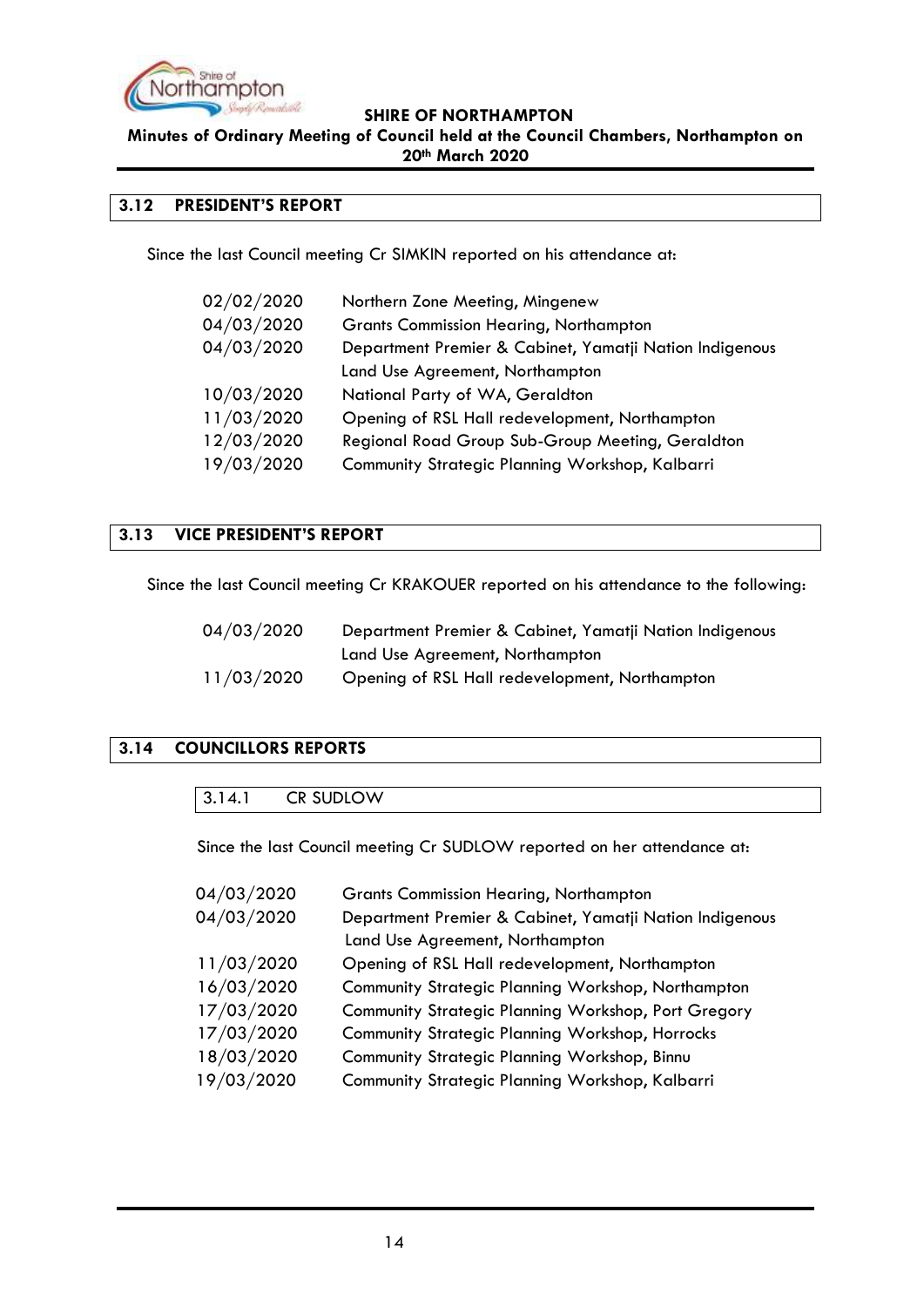## 3.12 PRESIDENT'S REPORT

Since the last Council meeting Cr SIMKIN reported on his attendance at:

| | |
|---|---|
| 02/02/2020 | Northern Zone Meeting, Mingenew |
| 04/03/2020 | Grants Commission Hearing, Northampton |
| 04/03/2020 | Department Premier & Cabinet, Yamatji Nation Indigenous Land Use Agreement, Northampton |
| 10/03/2020 | National Party of WA, Geraldton |
| 11/03/2020 | Opening of RSL Hall redevelopment, Northampton |
| 12/03/2020 | Regional Road Group Sub-Group Meeting, Geraldton |
| 19/03/2020 | Community Strategic Planning Workshop, Kalbarri |

## 3.13 VICE PRESIDENT'S REPORT

Since the last Council meeting Cr KRAKOUER reported on his attendance to the following:

| | |
|---|---|
| 04/03/2020 | Department Premier & Cabinet, Yamatji Nation Indigenous Land Use Agreement, Northampton |
| 11/03/2020 | Opening of RSL Hall redevelopment, Northampton |

## 3.14 COUNCILLORS REPORTS

### 3.14.1 CR SUDLOW

Since the last Council meeting Cr SUDLOW reported on her attendance at:

| | |
|---|---|
| 04/03/2020 | Grants Commission Hearing, Northampton |
| 04/03/2020 | Department Premier & Cabinet, Yamatji Nation Indigenous Land Use Agreement, Northampton |
| 11/03/2020 | Opening of RSL Hall redevelopment, Northampton |
| 16/03/2020 | Community Strategic Planning Workshop, Northampton |
| 17/03/2020 | Community Strategic Planning Workshop, Port Gregory |
| 17/03/2020 | Community Strategic Planning Workshop, Horrocks |
| 18/03/2020 | Community Strategic Planning Workshop, Binnu |
| 19/03/2020 | Community Strategic Planning Workshop, Kalbarri |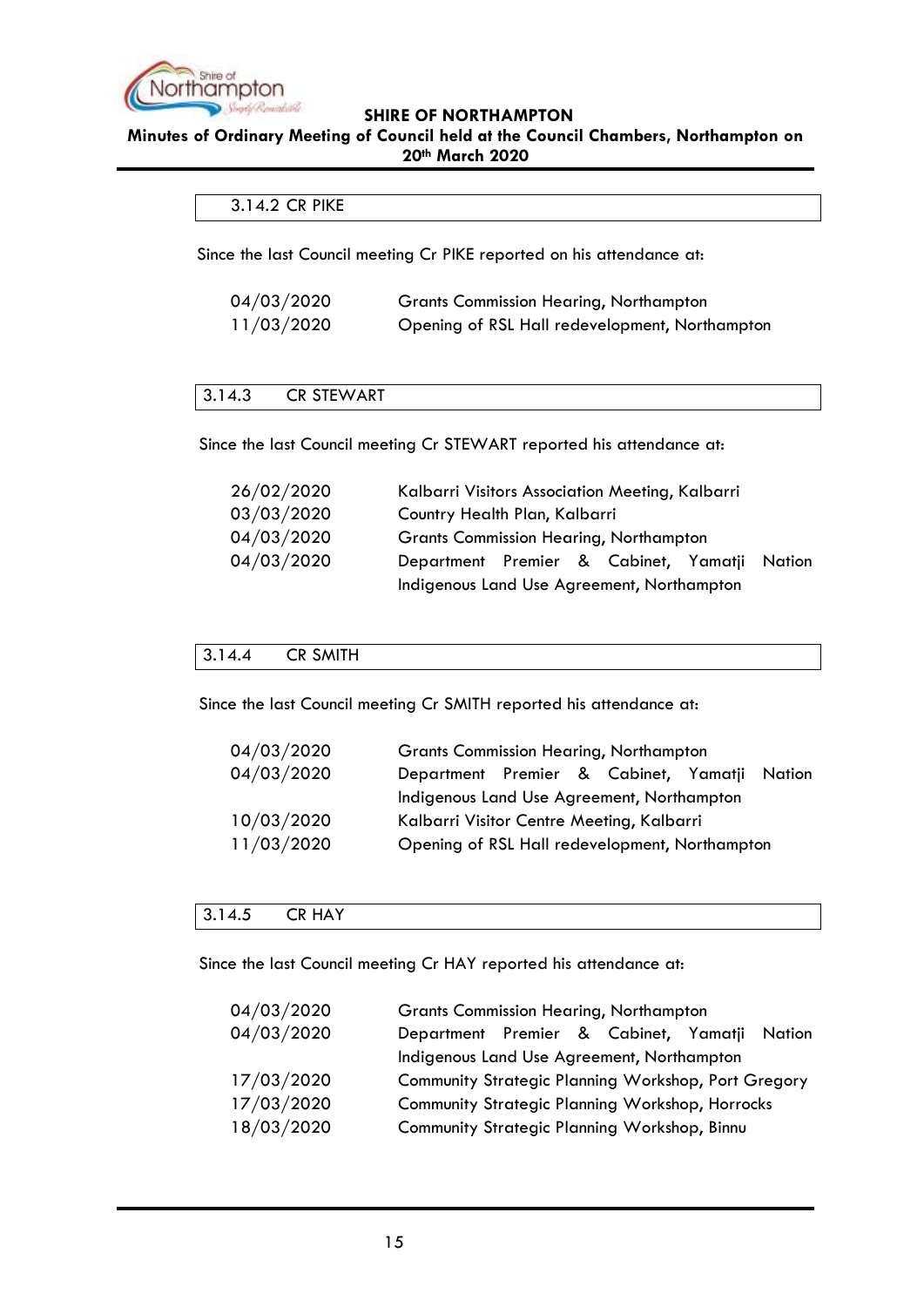### 3.14.2 CR PIKE

Since the last Council meeting Cr PIKE reported on his attendance at:

| | |
|---|---|
| 04/03/2020 | Grants Commission Hearing, Northampton |
| 11/03/2020 | Opening of RSL Hall redevelopment, Northampton |

### 3.14.3 CR STEWART

Since the last Council meeting Cr STEWART reported his attendance at:

| | |
|---|---|
| 26/02/2020 | Kalbarri Visitors Association Meeting, Kalbarri |
| 03/03/2020 | Country Health Plan, Kalbarri |
| 04/03/2020 | Grants Commission Hearing, Northampton |
| 04/03/2020 | Department Premier & Cabinet, Yamatji Nation Indigenous Land Use Agreement, Northampton |

### 3.14.4 CR SMITH

Since the last Council meeting Cr SMITH reported his attendance at:

| | |
|---|---|
| 04/03/2020 | Grants Commission Hearing, Northampton |
| 04/03/2020 | Department Premier & Cabinet, Yamatji Nation Indigenous Land Use Agreement, Northampton |
| 10/03/2020 | Kalbarri Visitor Centre Meeting, Kalbarri |
| 11/03/2020 | Opening of RSL Hall redevelopment, Northampton |

### 3.14.5 CR HAY

Since the last Council meeting Cr HAY reported his attendance at:

| | |
|---|---|
| 04/03/2020 | Grants Commission Hearing, Northampton |
| 04/03/2020 | Department Premier & Cabinet, Yamatji Nation Indigenous Land Use Agreement, Northampton |
| 17/03/2020 | Community Strategic Planning Workshop, Port Gregory |
| 17/03/2020 | Community Strategic Planning Workshop, Horrocks |
| 18/03/2020 | Community Strategic Planning Workshop, Binnu |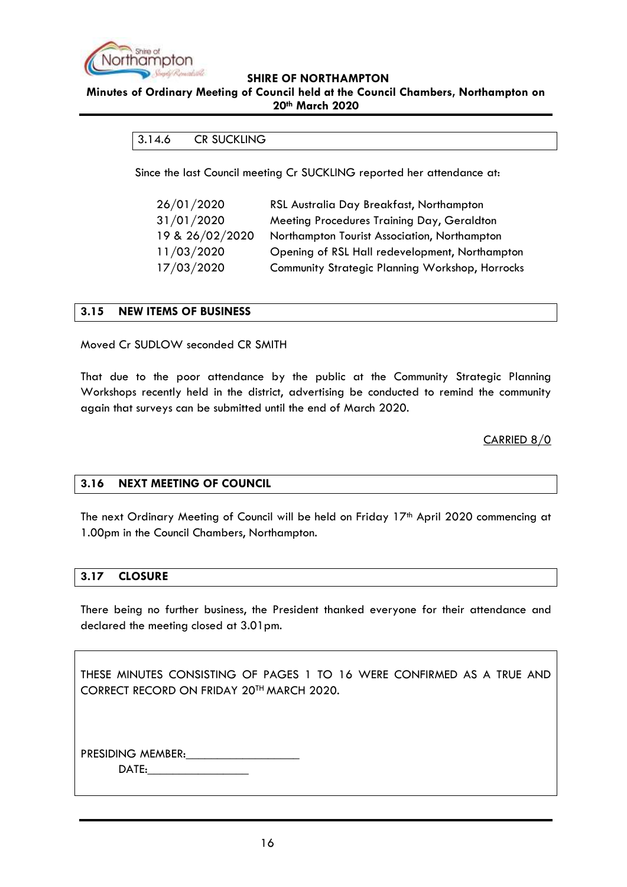### 3.14.6 CR SUCKLING

Since the last Council meeting Cr SUCKLING reported her attendance at:

| | |
|---|---|
| 26/01/2020 | RSL Australia Day Breakfast, Northampton |
| 31/01/2020 | Meeting Procedures Training Day, Geraldton |
| 19 & 26/02/2020 | Northampton Tourist Association, Northampton |
| 11/03/2020 | Opening of RSL Hall redevelopment, Northampton |
| 17/03/2020 | Community Strategic Planning Workshop, Horrocks |

## 3.15 NEW ITEMS OF BUSINESS

Moved Cr SUDLOW seconded CR SMITH

That due to the poor attendance by the public at the Community Strategic Planning Workshops recently held in the district, advertising be conducted to remind the community again that surveys can be submitted until the end of March 2020.

CARRIED 8/0

## 3.16 NEXT MEETING OF COUNCIL

The next Ordinary Meeting of Council will be held on Friday 17th April 2020 commencing at 1.00pm in the Council Chambers, Northampton.

## 3.17 CLOSURE

There being no further business, the President thanked everyone for their attendance and declared the meeting closed at 3.01pm.

THESE MINUTES CONSISTING OF PAGES 1 TO 16 WERE CONFIRMED AS A TRUE AND CORRECT RECORD ON FRIDAY 20TH MARCH 2020.

PRESIDING MEMBER:\_\_\_\_\_\_\_\_\_\_\_\_\_\_\_\_\_\_\_

DATE:\_\_\_\_\_\_\_\_\_\_\_\_\_\_\_\_\_